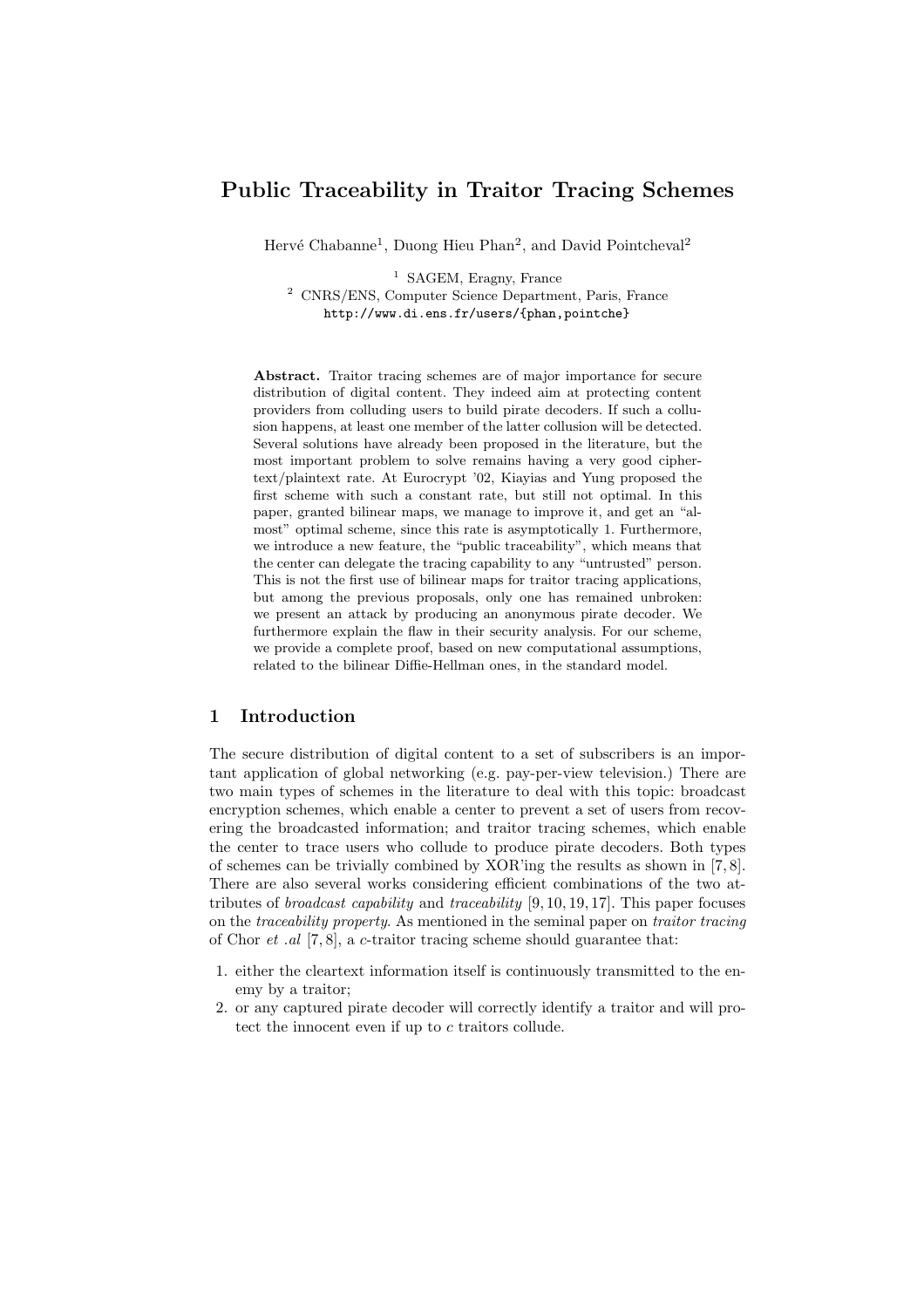# Public Traceability in Traitor Tracing Schemes

Hervé Chabanne[1], Duong Hieu Phan[2], and David Pointcheval[2]

[1] SAGEM, Eragny, France

[2] CNRS/ENS, Computer Science Department, Paris, France

http://www.di.ens.fr/users/{phan,pointche}

**Abstract.** Traitor tracing schemes are of major importance for secure distribution of digital content. They indeed aim at protecting content providers from colluding users to build pirate decoders. If such a collusion happens, at least one member of the latter collusion will be detected. Several solutions have already been proposed in the literature, but the most important problem to solve remains having a very good ciphertext/plaintext rate. At Eurocrypt '02, Kiayias and Yung proposed the first scheme with such a constant rate, but still not optimal. In this paper, granted bilinear maps, we manage to improve it, and get an "almost" optimal scheme, since this rate is asymptotically 1. Furthermore, we introduce a new feature, the "public traceability", which means that the center can delegate the tracing capability to any "untrusted" person. This is not the first use of bilinear maps for traitor tracing applications, but among the previous proposals, only one has remained unbroken: we present an attack by producing an anonymous pirate decoder. We furthermore explain the flaw in their security analysis. For our scheme, we provide a complete proof, based on new computational assumptions, related to the bilinear Diffie-Hellman ones, in the standard model.

## 1 Introduction

The secure distribution of digital content to a set of subscribers is an important application of global networking (e.g. pay-per-view television.) There are two main types of schemes in the literature to deal with this topic: broadcast encryption schemes, which enable a center to prevent a set of users from recovering the broadcasted information; and traitor tracing schemes, which enable the center to trace users who collude to produce pirate decoders. Both types of schemes can be trivially combined by XOR'ing the results as shown in [7, 8]. There are also several works considering efficient combinations of the two attributes of *broadcast capability* and *traceability* [9, 10, 19, 17]. This paper focuses on the *traceability property*. As mentioned in the seminal paper on *traitor tracing* of Chor *et .al* [7, 8], a $c$-traitor tracing scheme should guarantee that:

1. either the cleartext information itself is continuously transmitted to the enemy by a traitor;
2. or any captured pirate decoder will correctly identify a traitor and will protect the innocent even if up to $c$ traitors collude.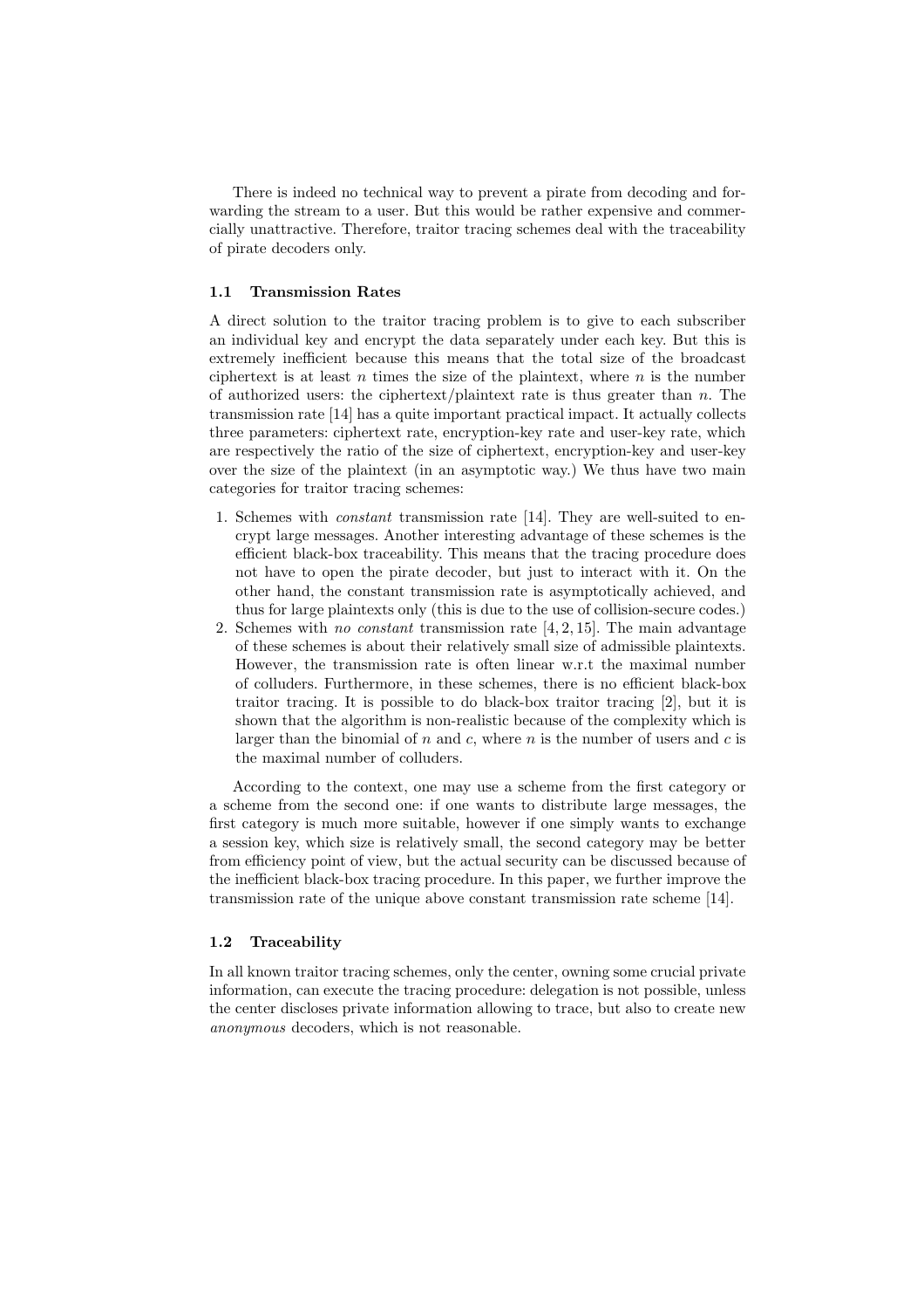There is indeed no technical way to prevent a pirate from decoding and forwarding the stream to a user. But this would be rather expensive and commercially unattractive. Therefore, traitor tracing schemes deal with the traceability of pirate decoders only.

### 1.1 Transmission Rates

A direct solution to the traitor tracing problem is to give to each subscriber an individual key and encrypt the data separately under each key. But this is extremely inefficient because this means that the total size of the broadcast ciphertext is at least $n$ times the size of the plaintext, where $n$ is the number of authorized users: the ciphertext/plaintext rate is thus greater than $n$. The transmission rate [14] has a quite important practical impact. It actually collects three parameters: ciphertext rate, encryption-key rate and user-key rate, which are respectively the ratio of the size of ciphertext, encryption-key and user-key over the size of the plaintext (in an asymptotic way.) We thus have two main categories for traitor tracing schemes:

1. Schemes with *constant* transmission rate [14]. They are well-suited to encrypt large messages. Another interesting advantage of these schemes is the efficient black-box traceability. This means that the tracing procedure does not have to open the pirate decoder, but just to interact with it. On the other hand, the constant transmission rate is asymptotically achieved, and thus for large plaintexts only (this is due to the use of collision-secure codes.)
2. Schemes with *no constant* transmission rate [4, 2, 15]. The main advantage of these schemes is about their relatively small size of admissible plaintexts. However, the transmission rate is often linear w.r.t the maximal number of colluders. Furthermore, in these schemes, there is no efficient black-box traitor tracing. It is possible to do black-box traitor tracing [2], but it is shown that the algorithm is non-realistic because of the complexity which is larger than the binomial of $n$ and $c$, where $n$ is the number of users and $c$ is the maximal number of colluders.

According to the context, one may use a scheme from the first category or a scheme from the second one: if one wants to distribute large messages, the first category is much more suitable, however if one simply wants to exchange a session key, which size is relatively small, the second category may be better from efficiency point of view, but the actual security can be discussed because of the inefficient black-box tracing procedure. In this paper, we further improve the transmission rate of the unique above constant transmission rate scheme [14].

### 1.2 Traceability

In all known traitor tracing schemes, only the center, owning some crucial private information, can execute the tracing procedure: delegation is not possible, unless the center discloses private information allowing to trace, but also to create new *anonymous* decoders, which is not reasonable.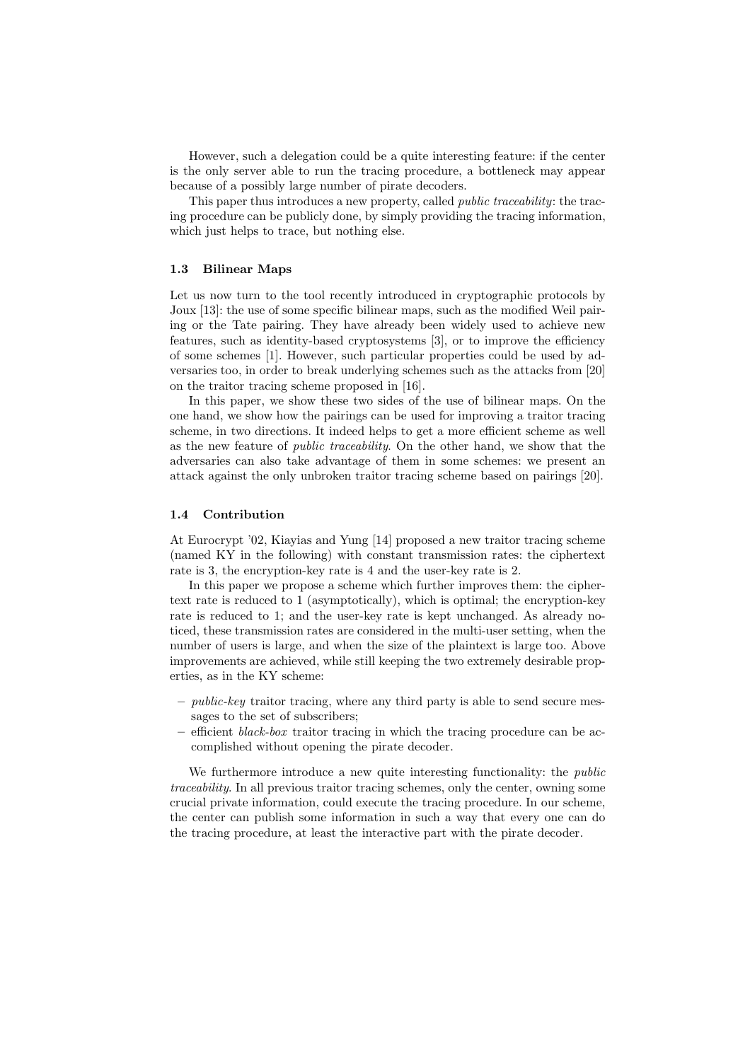However, such a delegation could be a quite interesting feature: if the center is the only server able to run the tracing procedure, a bottleneck may appear because of a possibly large number of pirate decoders.

This paper thus introduces a new property, called *public traceability*: the tracing procedure can be publicly done, by simply providing the tracing information, which just helps to trace, but nothing else.

### 1.3 Bilinear Maps

Let us now turn to the tool recently introduced in cryptographic protocols by Joux [13]: the use of some specific bilinear maps, such as the modified Weil pairing or the Tate pairing. They have already been widely used to achieve new features, such as identity-based cryptosystems [3], or to improve the efficiency of some schemes [1]. However, such particular properties could be used by adversaries too, in order to break underlying schemes such as the attacks from [20] on the traitor tracing scheme proposed in [16].

In this paper, we show these two sides of the use of bilinear maps. On the one hand, we show how the pairings can be used for improving a traitor tracing scheme, in two directions. It indeed helps to get a more efficient scheme as well as the new feature of *public traceability*. On the other hand, we show that the adversaries can also take advantage of them in some schemes: we present an attack against the only unbroken traitor tracing scheme based on pairings [20].

### 1.4 Contribution

At Eurocrypt '02, Kiayias and Yung [14] proposed a new traitor tracing scheme (named KY in the following) with constant transmission rates: the ciphertext rate is 3, the encryption-key rate is 4 and the user-key rate is 2.

In this paper we propose a scheme which further improves them: the ciphertext rate is reduced to 1 (asymptotically), which is optimal; the encryption-key rate is reduced to 1; and the user-key rate is kept unchanged. As already noticed, these transmission rates are considered in the multi-user setting, when the number of users is large, and when the size of the plaintext is large too. Above improvements are achieved, while still keeping the two extremely desirable properties, as in the KY scheme:

- *public-key* traitor tracing, where any third party is able to send secure messages to the set of subscribers;
- efficient *black-box* traitor tracing in which the tracing procedure can be accomplished without opening the pirate decoder.

We furthermore introduce a new quite interesting functionality: the *public traceability*. In all previous traitor tracing schemes, only the center, owning some crucial private information, could execute the tracing procedure. In our scheme, the center can publish some information in such a way that every one can do the tracing procedure, at least the interactive part with the pirate decoder.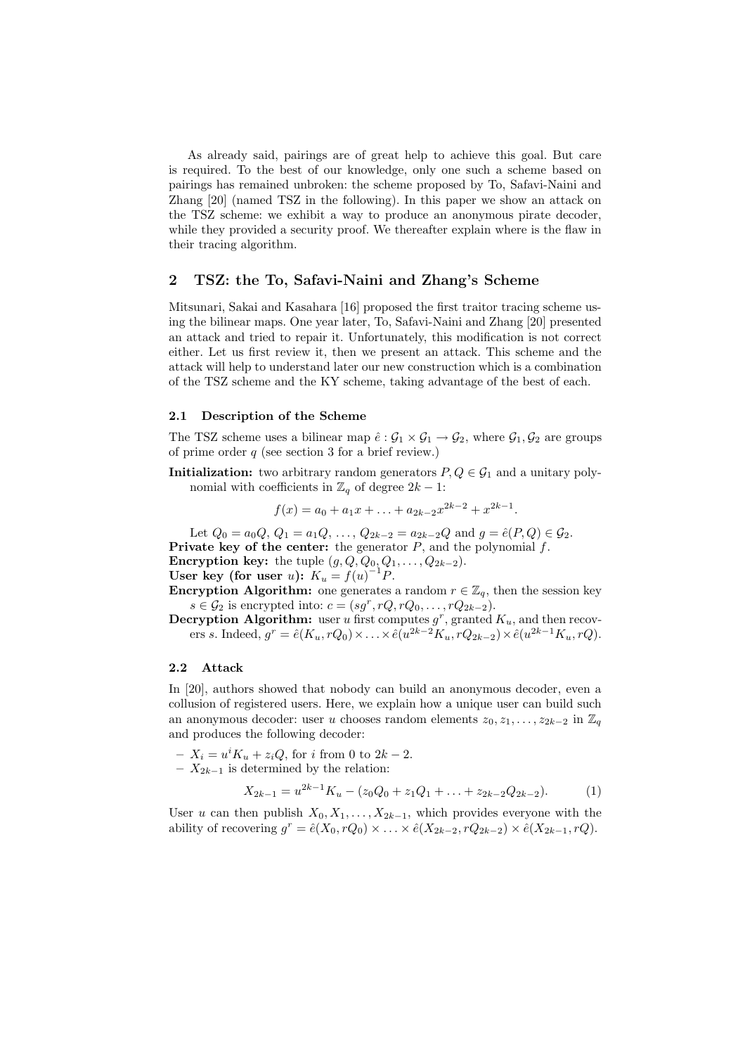As already said, pairings are of great help to achieve this goal. But care is required. To the best of our knowledge, only one such a scheme based on pairings has remained unbroken: the scheme proposed by To, Safavi-Naini and Zhang [20] (named TSZ in the following). In this paper we show an attack on the TSZ scheme: we exhibit a way to produce an anonymous pirate decoder, while they provided a security proof. We thereafter explain where is the flaw in their tracing algorithm.

## 2 TSZ: the To, Safavi-Naini and Zhang's Scheme

Mitsunari, Sakai and Kasahara [16] proposed the first traitor tracing scheme using the bilinear maps. One year later, To, Safavi-Naini and Zhang [20] presented an attack and tried to repair it. Unfortunately, this modification is not correct either. Let us first review it, then we present an attack. This scheme and the attack will help to understand later our new construction which is a combination of the TSZ scheme and the KY scheme, taking advantage of the best of each.

### 2.1 Description of the Scheme

The TSZ scheme uses a bilinear map $\hat{e} : \mathcal{G}_1 \times \mathcal{G}_1 \rightarrow \mathcal{G}_2$, where $\mathcal{G}_1, \mathcal{G}_2$ are groups of prime order $q$ (see section 3 for a brief review.)

**Initialization:** two arbitrary random generators $P, Q \in \mathcal{G}_1$ and a unitary polynomial with coefficients in $\mathbb{Z}_q$ of degree $2k-1$:

$$f(x) = a_0 + a_1 x + \ldots + a_{2k-2}x^{2k-2} + x^{2k-1}.$$

Let $Q_0 = a_0 Q$, $Q_1 = a_1 Q$, $\ldots$, $Q_{2k-2} = a_{2k-2}Q$ and $g = \hat{e}(P, Q) \in \mathcal{G}_2$.

**Private key of the center:** the generator $P$, and the polynomial $f$.

**Encryption key:** the tuple $(g, Q, Q_0, Q_1, \ldots, Q_{2k-2})$.

**User key (for user $u$):** $K_u = f(u)^{-1}P$.

**Encryption Algorithm:** one generates a random $r \in \mathbb{Z}_q$, then the session key $s \in \mathcal{G}_2$ is encrypted into: $c = (sg^r, rQ, rQ_0, \ldots, rQ_{2k-2})$.

**Decryption Algorithm:** user $u$ first computes $g^r$, granted $K_u$, and then recovers $s$. Indeed, $g^r = \hat{e}(K_u, rQ_0) \times \ldots \times \hat{e}(u^{2k-2}K_u, rQ_{2k-2}) \times \hat{e}(u^{2k-1}K_u, rQ)$.

### 2.2 Attack

In [20], authors showed that nobody can build an anonymous decoder, even a collusion of registered users. Here, we explain how a unique user can build such an anonymous decoder: user $u$ chooses random elements $z_0, z_1, \ldots, z_{2k-2}$ in $\mathbb{Z}_q$ and produces the following decoder:

- $X_i = u^i K_u + z_i Q$, for $i$ from 0 to $2k-2$.
- $X_{2k-1}$ is determined by the relation:

$$X_{2k-1} = u^{2k-1}K_u - (z_0 Q_0 + z_1 Q_1 + \ldots + z_{2k-2}Q_{2k-2}). \quad (1)$$

User $u$ can then publish $X_0, X_1, \ldots, X_{2k-1}$, which provides everyone with the ability of recovering $g^r = \hat{e}(X_0, rQ_0) \times \ldots \times \hat{e}(X_{2k-2}, rQ_{2k-2}) \times \hat{e}(X_{2k-1}, rQ)$.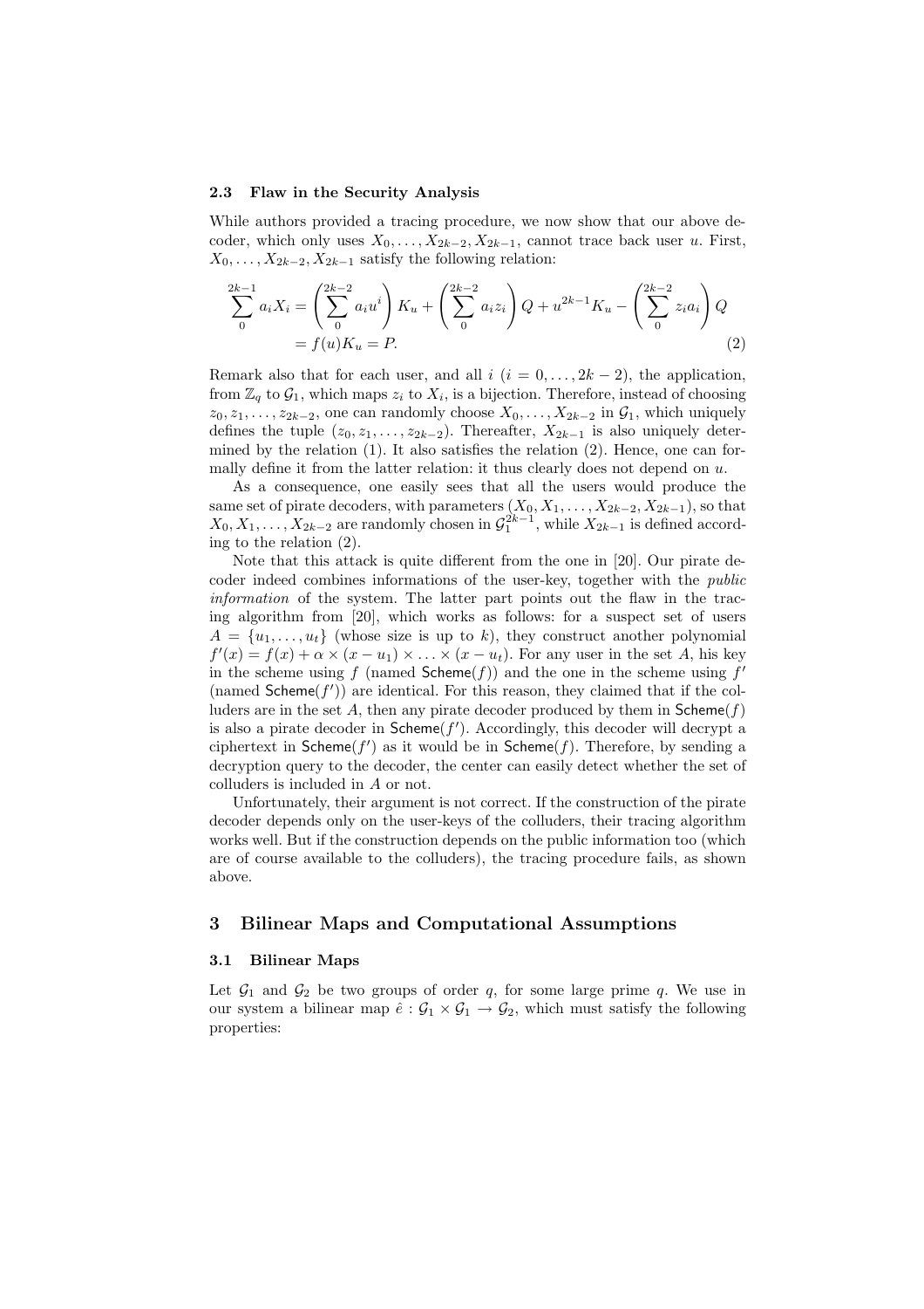### 2.3 Flaw in the Security Analysis

While authors provided a tracing procedure, we now show that our above decoder, which only uses $X_0, \ldots, X_{2k-2}, X_{2k-1}$, cannot trace back user $u$. First, $X_0, \ldots, X_{2k-2}, X_{2k-1}$ satisfy the following relation:

$$\sum_{0}^{2k-1} a_i X_i = \left(\sum_{0}^{2k-2} a_i u^i\right) K_u + \left(\sum_{0}^{2k-2} a_i z_i\right) Q + u^{2k-1} K_u - \left(\sum_{0}^{2k-2} z_i a_i\right) Q$$
$$= f(u) K_u = P. \tag{2}$$

Remark also that for each user, and all $i$ $(i = 0, \ldots, 2k-2)$, the application, from $\mathbb{Z}_q$ to $\mathcal{G}_1$, which maps $z_i$ to $X_i$, is a bijection. Therefore, instead of choosing $z_0, z_1, \ldots, z_{2k-2}$, one can randomly choose $X_0, \ldots, X_{2k-2}$ in $\mathcal{G}_1$, which uniquely defines the tuple $(z_0, z_1, \ldots, z_{2k-2})$. Thereafter, $X_{2k-1}$ is also uniquely determined by the relation (1). It also satisfies the relation (2). Hence, one can formally define it from the latter relation: it thus clearly does not depend on $u$.

As a consequence, one easily sees that all the users would produce the same set of pirate decoders, with parameters $(X_0, X_1, \ldots, X_{2k-2}, X_{2k-1})$, so that $X_0, X_1, \ldots, X_{2k-2}$ are randomly chosen in $\mathcal{G}_1^{2k-1}$, while $X_{2k-1}$ is defined according to the relation (2).

Note that this attack is quite different from the one in [20]. Our pirate decoder indeed combines informations of the user-key, together with the *public information* of the system. The latter part points out the flaw in the tracing algorithm from [20], which works as follows: for a suspect set of users $A = \{u_1, \ldots, u_t\}$ (whose size is up to $k$), they construct another polynomial $f'(x) = f(x) + \alpha \times (x - u_1) \times \ldots \times (x - u_t)$. For any user in the set $A$, his key in the scheme using $f$ (named $\mathsf{Scheme}(f)$) and the one in the scheme using $f'$ (named $\mathsf{Scheme}(f')$) are identical. For this reason, they claimed that if the colluders are in the set $A$, then any pirate decoder produced by them in $\mathsf{Scheme}(f)$ is also a pirate decoder in $\mathsf{Scheme}(f')$. Accordingly, this decoder will decrypt a ciphertext in $\mathsf{Scheme}(f')$ as it would be in $\mathsf{Scheme}(f)$. Therefore, by sending a decryption query to the decoder, the center can easily detect whether the set of colluders is included in $A$ or not.

Unfortunately, their argument is not correct. If the construction of the pirate decoder depends only on the user-keys of the colluders, their tracing algorithm works well. But if the construction depends on the public information too (which are of course available to the colluders), the tracing procedure fails, as shown above.

## 3 Bilinear Maps and Computational Assumptions

### 3.1 Bilinear Maps

Let $\mathcal{G}_1$ and $\mathcal{G}_2$ be two groups of order $q$, for some large prime $q$. We use in our system a bilinear map $\hat{e} : \mathcal{G}_1 \times \mathcal{G}_1 \rightarrow \mathcal{G}_2$, which must satisfy the following properties: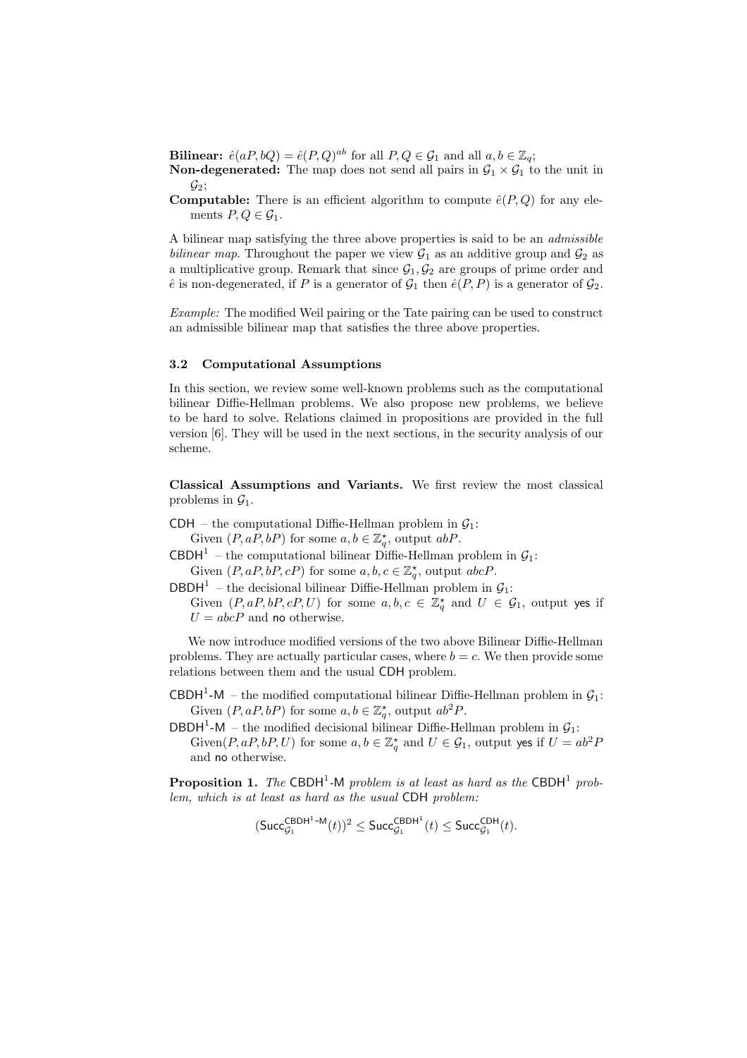**Bilinear:** $\hat{e}(aP, bQ) = \hat{e}(P, Q)^{ab}$ for all $P, Q \in \mathcal{G}_1$ and all $a, b \in \mathbb{Z}_q$;

**Non-degenerated:** The map does not send all pairs in $\mathcal{G}_1 \times \mathcal{G}_1$ to the unit in $\mathcal{G}_2$;

**Computable:** There is an efficient algorithm to compute $\hat{e}(P, Q)$ for any elements $P, Q \in \mathcal{G}_1$.

A bilinear map satisfying the three above properties is said to be an *admissible bilinear map*. Throughout the paper we view $\mathcal{G}_1$ as an additive group and $\mathcal{G}_2$ as a multiplicative group. Remark that since $\mathcal{G}_1, \mathcal{G}_2$ are groups of prime order and $\hat{e}$ is non-degenerated, if $P$ is a generator of $\mathcal{G}_1$ then $\hat{e}(P, P)$ is a generator of $\mathcal{G}_2$.

*Example:* The modified Weil pairing or the Tate pairing can be used to construct an admissible bilinear map that satisfies the three above properties.

### 3.2 Computational Assumptions

In this section, we review some well-known problems such as the computational bilinear Diffie-Hellman problems. We also propose new problems, we believe to be hard to solve. Relations claimed in propositions are provided in the full version [6]. They will be used in the next sections, in the security analysis of our scheme.

**Classical Assumptions and Variants.** We first review the most classical problems in $\mathcal{G}_1$.

$\mathsf{CDH}$ – the computational Diffie-Hellman problem in $\mathcal{G}_1$:
Given $(P, aP, bP)$ for some $a, b \in \mathbb{Z}_q^\star$, output $abP$.

$\mathsf{CBDH}^1$ – the computational bilinear Diffie-Hellman problem in $\mathcal{G}_1$:
Given $(P, aP, bP, cP)$ for some $a, b, c \in \mathbb{Z}_q^\star$, output $abcP$.

$\mathsf{DBDH}^1$ – the decisional bilinear Diffie-Hellman problem in $\mathcal{G}_1$:
Given $(P, aP, bP, cP, U)$ for some $a, b, c \in \mathbb{Z}_q^\star$ and $U \in \mathcal{G}_1$, output yes if $U = abcP$ and no otherwise.

We now introduce modified versions of the two above Bilinear Diffie-Hellman problems. They are actually particular cases, where $b = c$. We then provide some relations between them and the usual CDH problem.

$\mathsf{CBDH}^1\text{-}\mathsf{M}$ – the modified computational bilinear Diffie-Hellman problem in $\mathcal{G}_1$:
Given $(P, aP, bP)$ for some $a, b \in \mathbb{Z}_q^\star$, output $ab^2P$.

$\mathsf{DBDH}^1\text{-}\mathsf{M}$ – the modified decisional bilinear Diffie-Hellman problem in $\mathcal{G}_1$:
Given$(P, aP, bP, U)$ for some $a, b \in \mathbb{Z}_q^\star$ and $U \in \mathcal{G}_1$, output yes if $U = ab^2P$ and no otherwise.

**Proposition 1.** *The* $\mathsf{CBDH}^1\text{-}\mathsf{M}$ *problem is at least as hard as the* $\mathsf{CBDH}^1$ *problem, which is at least as hard as the usual* $\mathsf{CDH}$ *problem:*

$$(\mathsf{Succ}_{\mathcal{G}_1}^{\mathsf{CBDH}^1\text{-}\mathsf{M}}(t))^2 \leq \mathsf{Succ}_{\mathcal{G}_1}^{\mathsf{CBDH}^1}(t) \leq \mathsf{Succ}_{\mathcal{G}_1}^{\mathsf{CDH}}(t).$$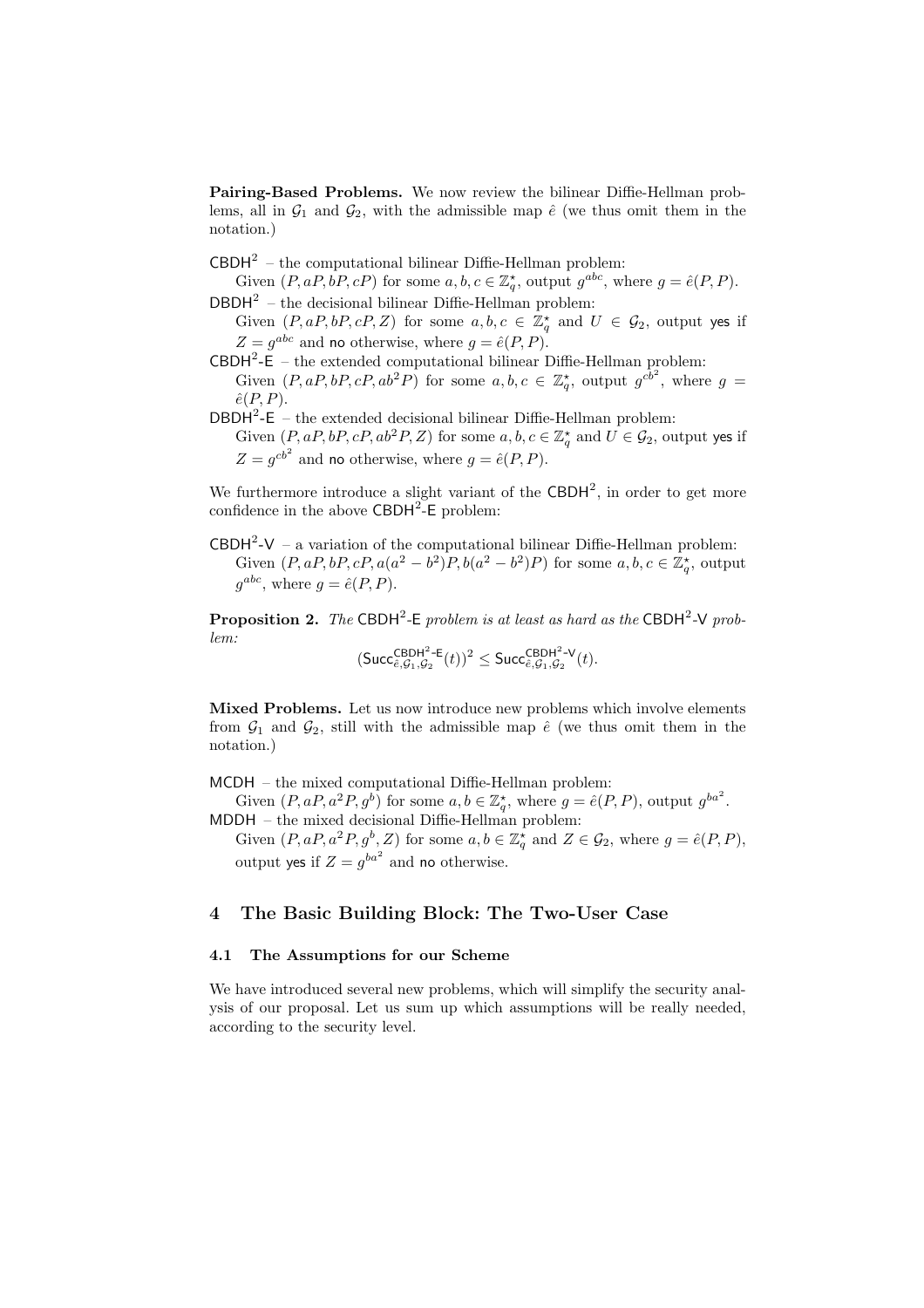**Pairing-Based Problems.** We now review the bilinear Diffie-Hellman problems, all in $\mathcal{G}_1$ and $\mathcal{G}_2$, with the admissible map $\hat{e}$ (we thus omit them in the notation.)

$\mathsf{CBDH}^2$ – the computational bilinear Diffie-Hellman problem:
Given $(P, aP, bP, cP)$ for some $a, b, c \in \mathbb{Z}_q^\star$, output $g^{abc}$, where $g = \hat{e}(P, P)$.

$\mathsf{DBDH}^2$ – the decisional bilinear Diffie-Hellman problem:
Given $(P, aP, bP, cP, Z)$ for some $a, b, c \in \mathbb{Z}_q^\star$ and $U \in \mathcal{G}_2$, output yes if $Z = g^{abc}$ and no otherwise, where $g = \hat{e}(P, P)$.

$\mathsf{CBDH}^2\text{-}\mathsf{E}$ – the extended computational bilinear Diffie-Hellman problem:
Given $(P, aP, bP, cP, ab^2P)$ for some $a, b, c \in \mathbb{Z}_q^\star$, output $g^{cb^2}$, where $g = \hat{e}(P, P)$.

$\mathsf{DBDH}^2\text{-}\mathsf{E}$ – the extended decisional bilinear Diffie-Hellman problem:
Given $(P, aP, bP, cP, ab^2P, Z)$ for some $a, b, c \in \mathbb{Z}_q^\star$ and $U \in \mathcal{G}_2$, output yes if $Z = g^{cb^2}$ and no otherwise, where $g = \hat{e}(P, P)$.

We furthermore introduce a slight variant of the $\mathsf{CBDH}^2$, in order to get more confidence in the above $\mathsf{CBDH}^2\text{-}\mathsf{E}$ problem:

$\mathsf{CBDH}^2\text{-}\mathsf{V}$ – a variation of the computational bilinear Diffie-Hellman problem:
Given $(P, aP, bP, cP, a(a^2 - b^2)P, b(a^2 - b^2)P)$ for some $a, b, c \in \mathbb{Z}_q^\star$, output $g^{abc}$, where $g = \hat{e}(P, P)$.

**Proposition 2.** *The* $\mathsf{CBDH}^2\text{-}\mathsf{E}$ *problem is at least as hard as the* $\mathsf{CBDH}^2\text{-}\mathsf{V}$ *problem:*

$$(\mathsf{Succ}^{\mathsf{CBDH}^2\text{-}\mathsf{E}}_{\hat{e},\mathcal{G}_1,\mathcal{G}_2}(t))^2 \leq \mathsf{Succ}^{\mathsf{CBDH}^2\text{-}\mathsf{V}}_{\hat{e},\mathcal{G}_1,\mathcal{G}_2}(t).$$

**Mixed Problems.** Let us now introduce new problems which involve elements from $\mathcal{G}_1$ and $\mathcal{G}_2$, still with the admissible map $\hat{e}$ (we thus omit them in the notation.)

$\mathsf{MCDH}$ – the mixed computational Diffie-Hellman problem:
Given $(P, aP, a^2P, g^b)$ for some $a, b \in \mathbb{Z}_q^\star$, where $g = \hat{e}(P, P)$, output $g^{ba^2}$.

$\mathsf{MDDH}$ – the mixed decisional Diffie-Hellman problem:
Given $(P, aP, a^2P, g^b, Z)$ for some $a, b \in \mathbb{Z}_q^\star$ and $Z \in \mathcal{G}_2$, where $g = \hat{e}(P, P)$, output yes if $Z = g^{ba^2}$ and no otherwise.

## 4 The Basic Building Block: The Two-User Case

### 4.1 The Assumptions for our Scheme

We have introduced several new problems, which will simplify the security analysis of our proposal. Let us sum up which assumptions will be really needed, according to the security level.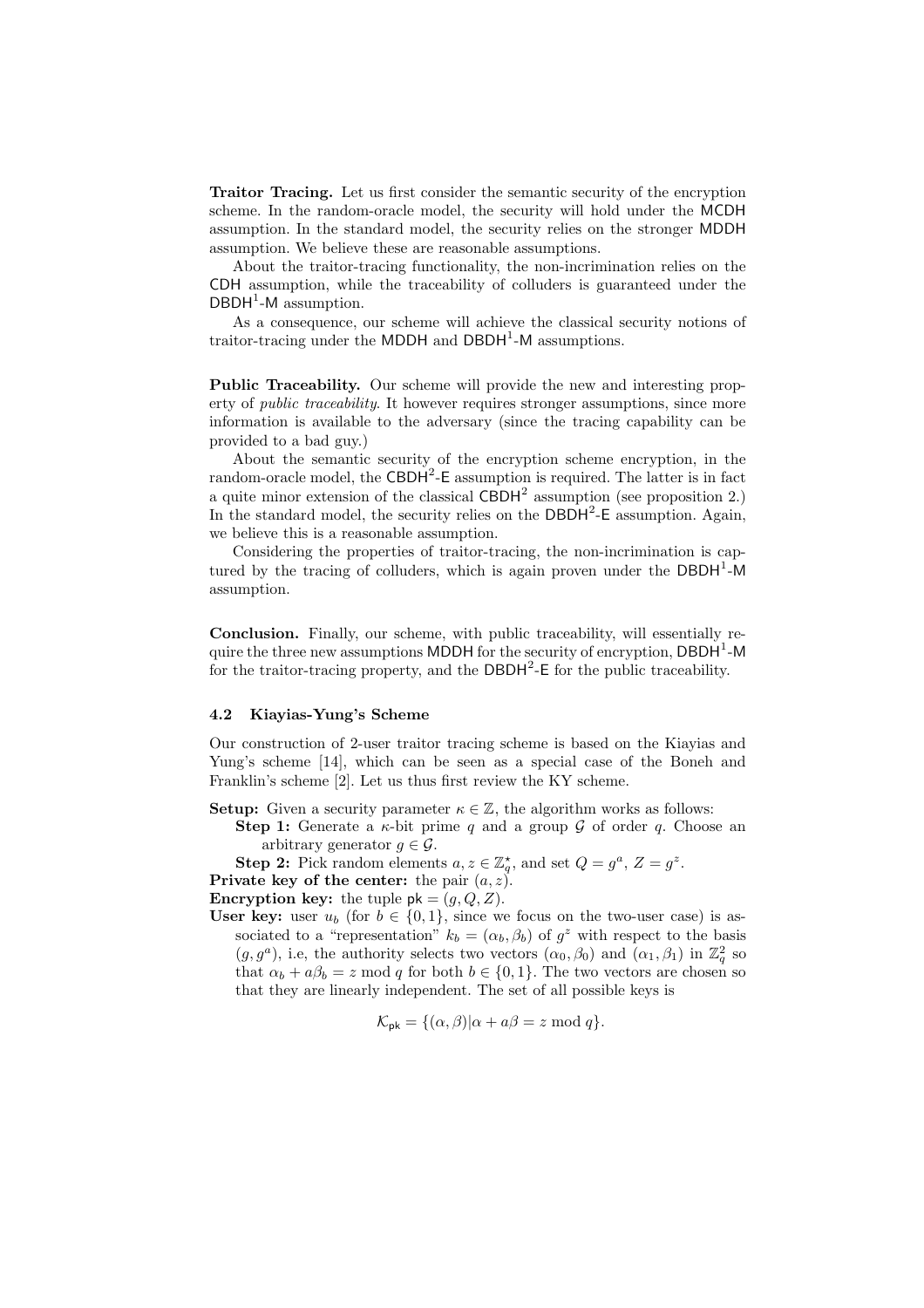**Traitor Tracing.** Let us first consider the semantic security of the encryption scheme. In the random-oracle model, the security will hold under the MCDH assumption. In the standard model, the security relies on the stronger MDDH assumption. We believe these are reasonable assumptions.

About the traitor-tracing functionality, the non-incrimination relies on the CDH assumption, while the traceability of colluders is guaranteed under the $\mathsf{DBDH}^1$-M assumption.

As a consequence, our scheme will achieve the classical security notions of traitor-tracing under the MDDH and $\mathsf{DBDH}^1$-M assumptions.

**Public Traceability.** Our scheme will provide the new and interesting property of *public traceability*. It however requires stronger assumptions, since more information is available to the adversary (since the tracing capability can be provided to a bad guy.)

About the semantic security of the encryption scheme encryption, in the random-oracle model, the $\mathsf{CBDH}^2$-E assumption is required. The latter is in fact a quite minor extension of the classical $\mathsf{CBDH}^2$ assumption (see proposition 2.) In the standard model, the security relies on the $\mathsf{DBDH}^2$-E assumption. Again, we believe this is a reasonable assumption.

Considering the properties of traitor-tracing, the non-incrimination is captured by the tracing of colluders, which is again proven under the $\mathsf{DBDH}^1$-M assumption.

**Conclusion.** Finally, our scheme, with public traceability, will essentially require the three new assumptions MDDH for the security of encryption, $\mathsf{DBDH}^1$-M for the traitor-tracing property, and the $\mathsf{DBDH}^2$-E for the public traceability.

### 4.2 Kiayias-Yung's Scheme

Our construction of 2-user traitor tracing scheme is based on the Kiayias and Yung's scheme [14], which can be seen as a special case of the Boneh and Franklin's scheme [2]. Let us thus first review the KY scheme.

**Setup:** Given a security parameter $\kappa \in \mathbb{Z}$, the algorithm works as follows:

- **Step 1:** Generate a $\kappa$-bit prime $q$ and a group $\mathcal{G}$ of order $q$. Choose an arbitrary generator $g \in \mathcal{G}$.
- **Step 2:** Pick random elements $a, z \in \mathbb{Z}_q^\star$, and set $Q = g^a$, $Z = g^z$.

**Private key of the center:** the pair $(a, z)$.

**Encryption key:** the tuple $\mathsf{pk} = (g, Q, Z)$.

**User key:** user $u_b$ (for $b \in \{0, 1\}$, since we focus on the two-user case) is associated to a "representation" $k_b = (\alpha_b, \beta_b)$ of $g^z$ with respect to the basis $(g, g^a)$, i.e, the authority selects two vectors $(\alpha_0, \beta_0)$ and $(\alpha_1, \beta_1)$ in $\mathbb{Z}_q^2$ so that $\alpha_b + a\beta_b = z \bmod q$ for both $b \in \{0, 1\}$. The two vectors are chosen so that they are linearly independent. The set of all possible keys is

$$\mathcal{K}_{\mathsf{pk}} = \{(\alpha, \beta) | \alpha + a\beta = z \bmod q\}.$$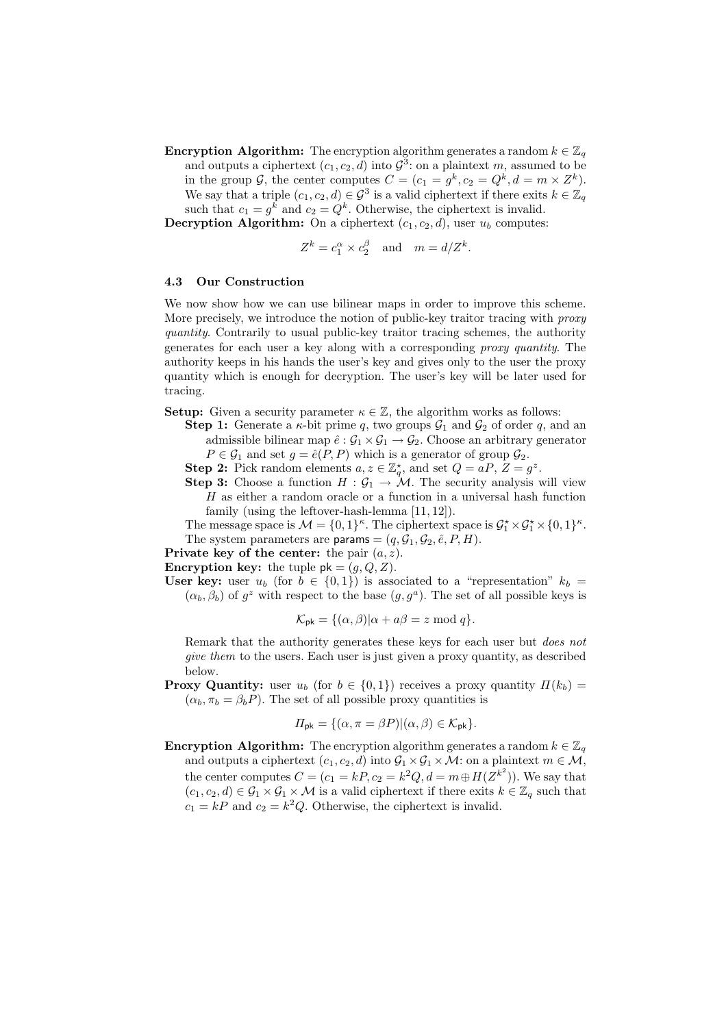**Encryption Algorithm:** The encryption algorithm generates a random $k \in \mathbb{Z}_q$ and outputs a ciphertext $(c_1, c_2, d)$ into $\mathcal{G}^3$: on a plaintext $m$, assumed to be in the group $\mathcal{G}$, the center computes $C = (c_1 = g^k, c_2 = Q^k, d = m \times Z^k)$. We say that a triple $(c_1, c_2, d) \in \mathcal{G}^3$ is a valid ciphertext if there exits $k \in \mathbb{Z}_q$ such that $c_1 = g^k$ and $c_2 = Q^k$. Otherwise, the ciphertext is invalid.

**Decryption Algorithm:** On a ciphertext $(c_1, c_2, d)$, user $u_b$ computes:

$$Z^k = c_1^\alpha \times c_2^\beta \quad \text{and} \quad m = d/Z^k.$$

### 4.3 Our Construction

We now show how we can use bilinear maps in order to improve this scheme. More precisely, we introduce the notion of public-key traitor tracing with *proxy quantity*. Contrarily to usual public-key traitor tracing schemes, the authority generates for each user a key along with a corresponding *proxy quantity*. The authority keeps in his hands the user's key and gives only to the user the proxy quantity which is enough for decryption. The user's key will be later used for tracing.

**Setup:** Given a security parameter $\kappa \in \mathbb{Z}$, the algorithm works as follows:

**Step 1:** Generate a $\kappa$-bit prime $q$, two groups $\mathcal{G}_1$ and $\mathcal{G}_2$ of order $q$, and an admissible bilinear map $\hat{e} : \mathcal{G}_1 \times \mathcal{G}_1 \to \mathcal{G}_2$. Choose an arbitrary generator $P \in \mathcal{G}_1$ and set $g = \hat{e}(P, P)$ which is a generator of group $\mathcal{G}_2$.

**Step 2:** Pick random elements $a, z \in \mathbb{Z}_q^\star$, and set $Q = aP$, $Z = g^z$.

**Step 3:** Choose a function $H : \mathcal{G}_1 \to \mathcal{M}$. The security analysis will view $H$ as either a random oracle or a function in a universal hash function family (using the leftover-hash-lemma [11, 12]).

The message space is $\mathcal{M} = \{0,1\}^\kappa$. The ciphertext space is $\mathcal{G}_1^\star \times \mathcal{G}_1^\star \times \{0,1\}^\kappa$. The system parameters are $\mathsf{params} = (q, \mathcal{G}_1, \mathcal{G}_2, \hat{e}, P, H)$.

**Private key of the center:** the pair $(a, z)$.

**Encryption key:** the tuple $\mathsf{pk} = (g, Q, Z)$.

**User key:** user $u_b$ (for $b \in \{0,1\}$) is associated to a "representation" $k_b = (\alpha_b, \beta_b)$ of $g^z$ with respect to the base $(g, g^a)$. The set of all possible keys is

$$\mathcal{K}_{\mathsf{pk}} = \{(\alpha, \beta) | \alpha + a\beta = z \bmod q\}.$$

Remark that the authority generates these keys for each user but *does not give them* to the users. Each user is just given a proxy quantity, as described below.

**Proxy Quantity:** user $u_b$ (for $b \in \{0,1\}$) receives a proxy quantity $\Pi(k_b) = (\alpha_b, \pi_b = \beta_b P)$. The set of all possible proxy quantities is

$$\Pi_{\mathsf{pk}} = \{(\alpha, \pi = \beta P) | (\alpha, \beta) \in \mathcal{K}_{\mathsf{pk}}\}.$$

**Encryption Algorithm:** The encryption algorithm generates a random $k \in \mathbb{Z}_q$ and outputs a ciphertext $(c_1, c_2, d)$ into $\mathcal{G}_1 \times \mathcal{G}_1 \times \mathcal{M}$: on a plaintext $m \in \mathcal{M}$, the center computes $C = (c_1 = kP, c_2 = k^2 Q, d = m \oplus H(Z^{k^2}))$. We say that $(c_1, c_2, d) \in \mathcal{G}_1 \times \mathcal{G}_1 \times \mathcal{M}$ is a valid ciphertext if there exits $k \in \mathbb{Z}_q$ such that $c_1 = kP$ and $c_2 = k^2 Q$. Otherwise, the ciphertext is invalid.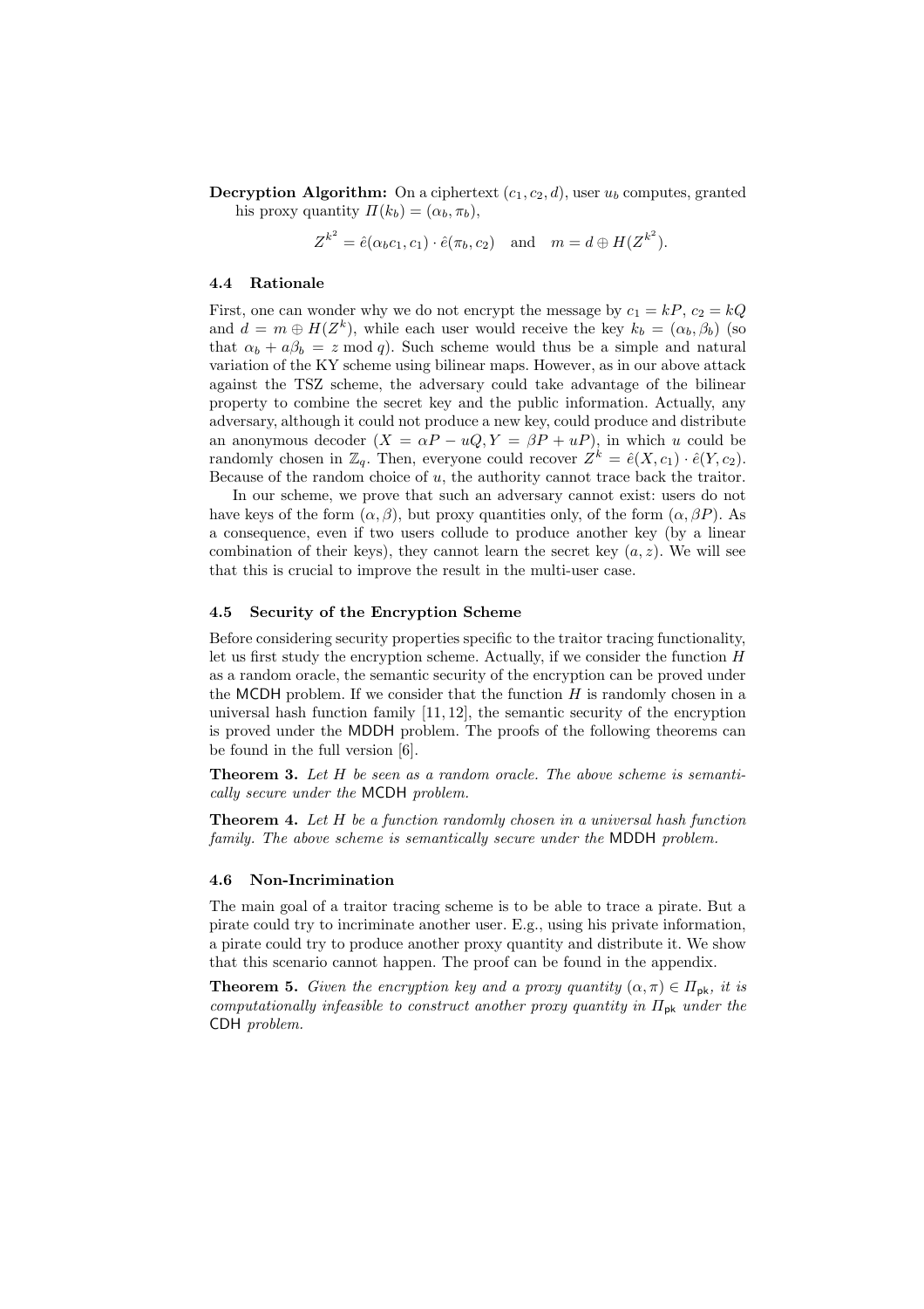**Decryption Algorithm:** On a ciphertext $(c_1, c_2, d)$, user $u_b$ computes, granted his proxy quantity $\Pi(k_b) = (\alpha_b, \pi_b)$,

$$Z^{k^2} = \hat{e}(\alpha_b c_1, c_1) \cdot \hat{e}(\pi_b, c_2) \quad \text{and} \quad m = d \oplus H(Z^{k^2}).$$

### 4.4 Rationale

First, one can wonder why we do not encrypt the message by $c_1 = kP$, $c_2 = kQ$ and $d = m \oplus H(Z^k)$, while each user would receive the key $k_b = (\alpha_b, \beta_b)$ (so that $\alpha_b + a\beta_b = z \bmod q$). Such scheme would thus be a simple and natural variation of the KY scheme using bilinear maps. However, as in our above attack against the TSZ scheme, the adversary could take advantage of the bilinear property to combine the secret key and the public information. Actually, any adversary, although it could not produce a new key, could produce and distribute an anonymous decoder $(X = \alpha P - uQ, Y = \beta P + uP)$, in which $u$ could be randomly chosen in $\mathbb{Z}_q$. Then, everyone could recover $Z^k = \hat{e}(X, c_1) \cdot \hat{e}(Y, c_2)$. Because of the random choice of $u$, the authority cannot trace back the traitor.

In our scheme, we prove that such an adversary cannot exist: users do not have keys of the form $(\alpha, \beta)$, but proxy quantities only, of the form $(\alpha, \beta P)$. As a consequence, even if two users collude to produce another key (by a linear combination of their keys), they cannot learn the secret key $(a, z)$. We will see that this is crucial to improve the result in the multi-user case.

### 4.5 Security of the Encryption Scheme

Before considering security properties specific to the traitor tracing functionality, let us first study the encryption scheme. Actually, if we consider the function $H$ as a random oracle, the semantic security of the encryption can be proved under the MCDH problem. If we consider that the function $H$ is randomly chosen in a universal hash function family [11, 12], the semantic security of the encryption is proved under the MDDH problem. The proofs of the following theorems can be found in the full version [6].

**Theorem 3.** *Let $H$ be seen as a random oracle. The above scheme is semantically secure under the* MCDH *problem.*

**Theorem 4.** *Let $H$ be a function randomly chosen in a universal hash function family. The above scheme is semantically secure under the* MDDH *problem.*

### 4.6 Non-Incrimination

The main goal of a traitor tracing scheme is to be able to trace a pirate. But a pirate could try to incriminate another user. E.g., using his private information, a pirate could try to produce another proxy quantity and distribute it. We show that this scenario cannot happen. The proof can be found in the appendix.

**Theorem 5.** *Given the encryption key and a proxy quantity $(\alpha, \pi) \in \Pi_{\mathsf{pk}}$, it is computationally infeasible to construct another proxy quantity in $\Pi_{\mathsf{pk}}$ under the* CDH *problem.*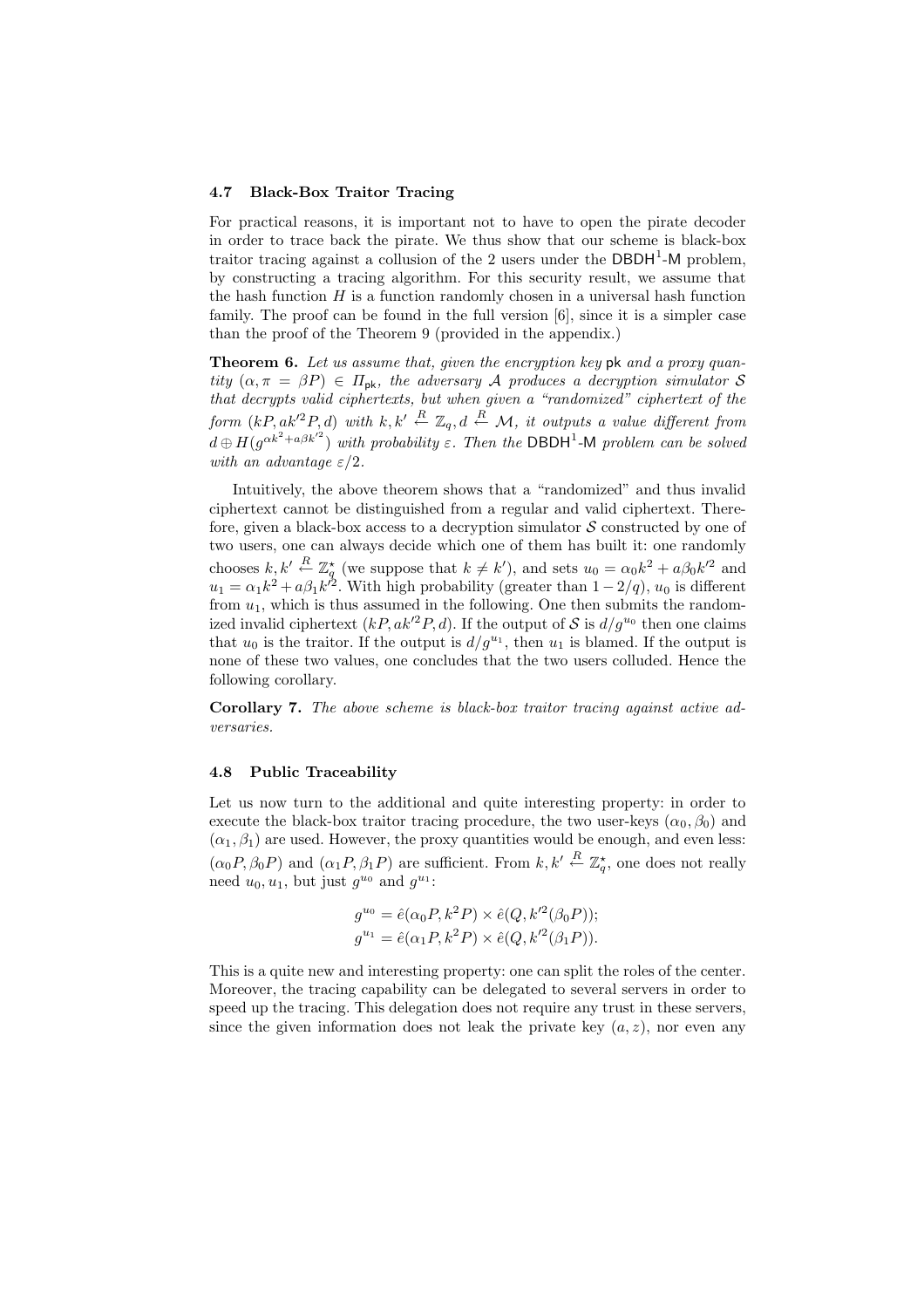### 4.7 Black-Box Traitor Tracing

For practical reasons, it is important not to have to open the pirate decoder in order to trace back the pirate. We thus show that our scheme is black-box traitor tracing against a collusion of the 2 users under the $\mathsf{DBDH}^1$-$\mathsf{M}$ problem, by constructing a tracing algorithm. For this security result, we assume that the hash function $H$ is a function randomly chosen in a universal hash function family. The proof can be found in the full version [6], since it is a simpler case than the proof of the Theorem 9 (provided in the appendix.)

**Theorem 6.** *Let us assume that, given the encryption key* $\mathsf{pk}$ *and a proxy quantity* $(\alpha, \pi = \beta P) \in \Pi_{\mathsf{pk}}$*, the adversary* $\mathcal{A}$ *produces a decryption simulator* $\mathcal{S}$ *that decrypts valid ciphertexts, but when given a "randomized" ciphertext of the form* $(kP, ak'^2P, d)$ *with* $k, k' \stackrel{R}{\leftarrow} \mathbb{Z}_q, d \stackrel{R}{\leftarrow} \mathcal{M}$*, it outputs a value different from* $d \oplus H(g^{\alpha k^2 + a\beta k'^2})$ *with probability* $\varepsilon$*. Then the* $\mathsf{DBDH}^1$-$\mathsf{M}$ *problem can be solved with an advantage* $\varepsilon/2$*.*

Intuitively, the above theorem shows that a "randomized" and thus invalid ciphertext cannot be distinguished from a regular and valid ciphertext. Therefore, given a black-box access to a decryption simulator $\mathcal{S}$ constructed by one of two users, one can always decide which one of them has built it: one randomly chooses $k, k' \stackrel{R}{\leftarrow} \mathbb{Z}_q^\star$ (we suppose that $k \neq k'$), and sets $u_0 = \alpha_0 k^2 + a\beta_0 k'^2$ and $u_1 = \alpha_1 k^2 + a\beta_1 k'^2$. With high probability (greater than $1 - 2/q$), $u_0$ is different from $u_1$, which is thus assumed in the following. One then submits the randomized invalid ciphertext $(kP, ak'^2P, d)$. If the output of $\mathcal{S}$ is $d/g^{u_0}$ then one claims that $u_0$ is the traitor. If the output is $d/g^{u_1}$, then $u_1$ is blamed. If the output is none of these two values, one concludes that the two users colluded. Hence the following corollary.

**Corollary 7.** *The above scheme is black-box traitor tracing against active adversaries.*

### 4.8 Public Traceability

Let us now turn to the additional and quite interesting property: in order to execute the black-box traitor tracing procedure, the two user-keys $(\alpha_0, \beta_0)$ and $(\alpha_1, \beta_1)$ are used. However, the proxy quantities would be enough, and even less: $(\alpha_0 P, \beta_0 P)$ and $(\alpha_1 P, \beta_1 P)$ are sufficient. From $k, k' \stackrel{R}{\leftarrow} \mathbb{Z}_q^\star$, one does not really need $u_0, u_1$, but just $g^{u_0}$ and $g^{u_1}$:

$$g^{u_0} = \hat{e}(\alpha_0 P, k^2 P) \times \hat{e}(Q, k'^2(\beta_0 P));$$
$$g^{u_1} = \hat{e}(\alpha_1 P, k^2 P) \times \hat{e}(Q, k'^2(\beta_1 P)).$$

This is a quite new and interesting property: one can split the roles of the center. Moreover, the tracing capability can be delegated to several servers in order to speed up the tracing. This delegation does not require any trust in these servers, since the given information does not leak the private key $(a, z)$, nor even any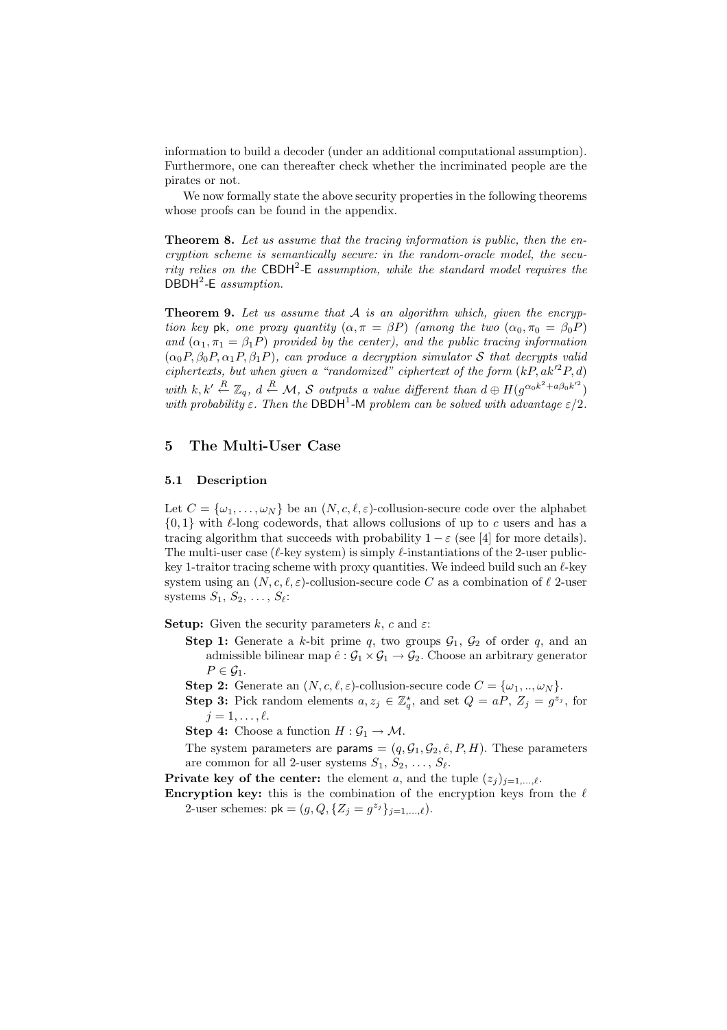information to build a decoder (under an additional computational assumption). Furthermore, one can thereafter check whether the incriminated people are the pirates or not.

We now formally state the above security properties in the following theorems whose proofs can be found in the appendix.

**Theorem 8.** *Let us assume that the tracing information is public, then the encryption scheme is semantically secure: in the random-oracle model, the security relies on the* $\mathsf{CBDH}^2$-$\mathsf{E}$ *assumption, while the standard model requires the* $\mathsf{DBDH}^2$-$\mathsf{E}$ *assumption.*

**Theorem 9.** *Let us assume that* $\mathcal{A}$ *is an algorithm which, given the encryption key* $\mathsf{pk}$*, one proxy quantity* $(\alpha, \pi = \beta P)$ *(among the two* $(\alpha_0, \pi_0 = \beta_0 P)$ *and* $(\alpha_1, \pi_1 = \beta_1 P)$ *provided by the center), and the public tracing information* $(\alpha_0 P, \beta_0 P, \alpha_1 P, \beta_1 P)$*, can produce a decryption simulator* $\mathcal{S}$ *that decrypts valid ciphertexts, but when given a "randomized" ciphertext of the form* $(kP, ak'^2 P, d)$ *with* $k, k' \stackrel{R}{\leftarrow} \mathbb{Z}_q$*,* $d \stackrel{R}{\leftarrow} \mathcal{M}$*,* $\mathcal{S}$ *outputs a value different than* $d \oplus H(g^{\alpha_0 k^2 + a\beta_0 k'^2})$ *with probability* $\varepsilon$*. Then the* $\mathsf{DBDH}^1$-$\mathsf{M}$ *problem can be solved with advantage* $\varepsilon/2$*.*

## 5 The Multi-User Case

### 5.1 Description

Let $C = \{\omega_1, \ldots, \omega_N\}$ be an $(N, c, \ell, \varepsilon)$-collusion-secure code over the alphabet $\{0, 1\}$ with $\ell$-long codewords, that allows collusions of up to $c$ users and has a tracing algorithm that succeeds with probability $1 - \varepsilon$ (see [4] for more details). The multi-user case ($\ell$-key system) is simply $\ell$-instantiations of the 2-user public-key 1-traitor tracing scheme with proxy quantities. We indeed build such an $\ell$-key system using an $(N, c, \ell, \varepsilon)$-collusion-secure code $C$ as a combination of $\ell$ 2-user systems $S_1, S_2, \ldots, S_\ell$:

**Setup:** Given the security parameters $k$, $c$ and $\varepsilon$:

- **Step 1:** Generate a $k$-bit prime $q$, two groups $\mathcal{G}_1$, $\mathcal{G}_2$ of order $q$, and an admissible bilinear map $\hat{e} : \mathcal{G}_1 \times \mathcal{G}_1 \to \mathcal{G}_2$. Choose an arbitrary generator $P \in \mathcal{G}_1$.
- **Step 2:** Generate an $(N, c, \ell, \varepsilon)$-collusion-secure code $C = \{\omega_1, .., \omega_N\}$.
- **Step 3:** Pick random elements $a, z_j \in \mathbb{Z}_q^\star$, and set $Q = aP$, $Z_j = g^{z_j}$, for $j = 1, \ldots, \ell$.
- **Step 4:** Choose a function $H : \mathcal{G}_1 \to \mathcal{M}$.

The system parameters are $\mathsf{params} = (q, \mathcal{G}_1, \mathcal{G}_2, \hat{e}, P, H)$. These parameters are common for all 2-user systems $S_1, S_2, \ldots, S_\ell$.

**Private key of the center:** the element $a$, and the tuple $(z_j)_{j=1,\ldots,\ell}$.

**Encryption key:** this is the combination of the encryption keys from the $\ell$ 2-user schemes: $\mathsf{pk} = (g, Q, \{Z_j = g^{z_j}\}_{j=1,\ldots,\ell})$.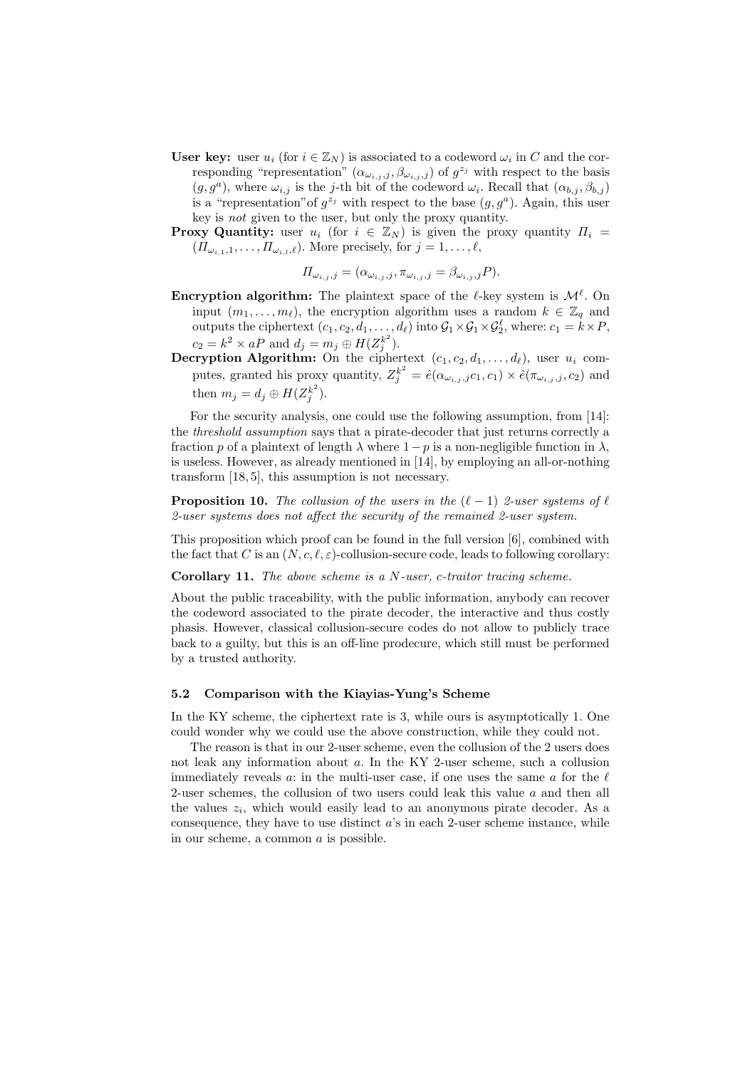**User key:** user $u_i$ (for $i \in \mathbb{Z}_N$) is associated to a codeword $\omega_i$ in $C$ and the corresponding "representation" $(\alpha_{\omega_{i,j},j}, \beta_{\omega_{i,j},j})$ of $g^{z_j}$ with respect to the basis $(g, g^a)$, where $\omega_{i,j}$ is the $j$-th bit of the codeword $\omega_i$. Recall that $(\alpha_{b,j}, \beta_{b,j})$ is a "representation"of $g^{z_j}$ with respect to the base $(g, g^a)$. Again, this user key is *not* given to the user, but only the proxy quantity.

**Proxy Quantity:** user $u_i$ (for $i \in \mathbb{Z}_N$) is given the proxy quantity $\Pi_i = (\Pi_{\omega_{i,1},1}, \ldots, \Pi_{\omega_{i,l},\ell})$. More precisely, for $j = 1, \ldots, \ell$,

$$\Pi_{\omega_{i,j},j} = (\alpha_{\omega_{i,j},j}, \pi_{\omega_{i,j},j} = \beta_{\omega_{i,j},j}P).$$

**Encryption algorithm:** The plaintext space of the $\ell$-key system is $\mathcal{M}^\ell$. On input $(m_1, \ldots, m_\ell)$, the encryption algorithm uses a random $k \in \mathbb{Z}_q$ and outputs the ciphertext $(c_1, c_2, d_1, \ldots, d_\ell)$ into $\mathcal{G}_1 \times \mathcal{G}_1 \times \mathcal{G}_2^\ell$, where: $c_1 = k \times P$, $c_2 = k^2 \times aP$ and $d_j = m_j \oplus H(Z_j^{k^2})$.

**Decryption Algorithm:** On the ciphertext $(c_1, c_2, d_1, \ldots, d_\ell)$, user $u_i$ computes, granted his proxy quantity, $Z_j^{k^2} = \hat{e}(\alpha_{\omega_{i,j},j} c_1, c_1) \times \hat{e}(\pi_{\omega_{i,j},j}, c_2)$ and then $m_j = d_j \oplus H(Z_j^{k^2})$.

For the security analysis, one could use the following assumption, from [14]: the *threshold assumption* says that a pirate-decoder that just returns correctly a fraction $p$ of a plaintext of length $\lambda$ where $1-p$ is a non-negligible function in $\lambda$, is useless. However, as already mentioned in [14], by employing an all-or-nothing transform [18, 5], this assumption is not necessary.

**Proposition 10.** *The collusion of the users in the $(\ell - 1)$ 2-user systems of $\ell$ 2-user systems does not affect the security of the remained 2-user system.*

This proposition which proof can be found in the full version [6], combined with the fact that $C$ is an $(N, c, \ell, \varepsilon)$-collusion-secure code, leads to following corollary:

**Corollary 11.** *The above scheme is a $N$-user, $c$-traitor tracing scheme.*

About the public traceability, with the public information, anybody can recover the codeword associated to the pirate decoder, the interactive and thus costly phasis. However, classical collusion-secure codes do not allow to publicly trace back to a guilty, but this is an off-line prodecure, which still must be performed by a trusted authority.

### 5.2 Comparison with the Kiayias-Yung's Scheme

In the KY scheme, the ciphertext rate is 3, while ours is asymptotically 1. One could wonder why we could use the above construction, while they could not.

The reason is that in our 2-user scheme, even the collusion of the 2 users does not leak any information about $a$. In the KY 2-user scheme, such a collusion immediately reveals $a$: in the multi-user case, if one uses the same $a$ for the $\ell$ 2-user schemes, the collusion of two users could leak this value $a$ and then all the values $z_i$, which would easily lead to an anonymous pirate decoder. As a consequence, they have to use distinct $a$'s in each 2-user scheme instance, while in our scheme, a common $a$ is possible.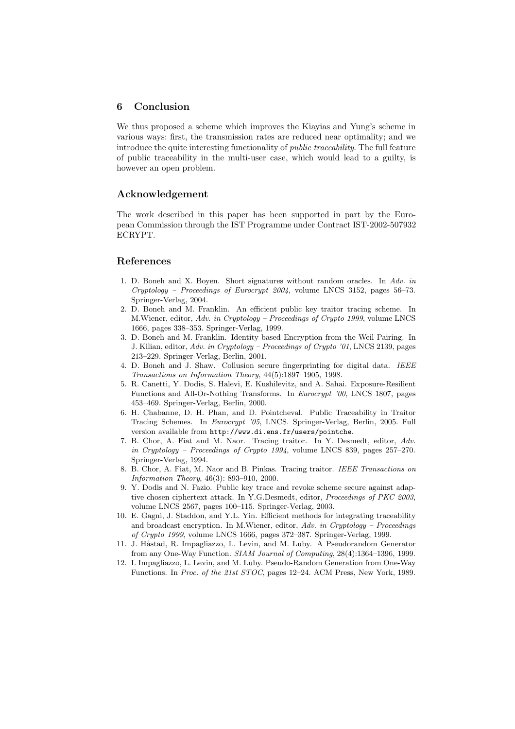## 6 Conclusion

We thus proposed a scheme which improves the Kiayias and Yung's scheme in various ways: first, the transmission rates are reduced near optimality; and we introduce the quite interesting functionality of *public traceability*. The full feature of public traceability in the multi-user case, which would lead to a guilty, is however an open problem.

## Acknowledgement

The work described in this paper has been supported in part by the European Commission through the IST Programme under Contract IST-2002-507932 ECRYPT.

## References

1. D. Boneh and X. Boyen. Short signatures without random oracles. In *Adv. in Cryptology – Proceedings of Eurocrypt 2004*, volume LNCS 3152, pages 56–73. Springer-Verlag, 2004.
2. D. Boneh and M. Franklin. An efficient public key traitor tracing scheme. In M.Wiener, editor, *Adv. in Cryptology – Proceedings of Crypto 1999*, volume LNCS 1666, pages 338–353. Springer-Verlag, 1999.
3. D. Boneh and M. Franklin. Identity-based Encryption from the Weil Pairing. In J. Kilian, editor, *Adv. in Cryptology – Proceedings of Crypto '01*, LNCS 2139, pages 213–229. Springer-Verlag, Berlin, 2001.
4. D. Boneh and J. Shaw. Collusion secure fingerprinting for digital data. *IEEE Transactions on Information Theory*, 44(5):1897–1905, 1998.
5. R. Canetti, Y. Dodis, S. Halevi, E. Kushilevitz, and A. Sahai. Exposure-Resilient Functions and All-Or-Nothing Transforms. In *Eurocrypt '00*, LNCS 1807, pages 453–469. Springer-Verlag, Berlin, 2000.
6. H. Chabanne, D. H. Phan, and D. Pointcheval. Public Traceability in Traitor Tracing Schemes. In *Eurocrypt '05*, LNCS. Springer-Verlag, Berlin, 2005. Full version available from `http://www.di.ens.fr/users/pointche`.
7. B. Chor, A. Fiat and M. Naor. Tracing traitor. In Y. Desmedt, editor, *Adv. in Cryptology – Proceedings of Crypto 1994*, volume LNCS 839, pages 257–270. Springer-Verlag, 1994.
8. B. Chor, A. Fiat, M. Naor and B. Pinkas. Tracing traitor. *IEEE Transactions on Information Theory*, 46(3): 893–910, 2000.
9. Y. Dodis and N. Fazio. Public key trace and revoke scheme secure against adaptive chosen ciphertext attack. In Y.G.Desmedt, editor, *Proceedings of PKC 2003*, volume LNCS 2567, pages 100–115. Springer-Verlag, 2003.
10. E. Gagni, J. Staddon, and Y.L. Yin. Efficient methods for integrating traceability and broadcast encryption. In M.Wiener, editor, *Adv. in Cryptology – Proceedings of Crypto 1999*, volume LNCS 1666, pages 372–387. Springer-Verlag, 1999.
11. J. Håstad, R. Impagliazzo, L. Levin, and M. Luby. A Pseudorandom Generator from any One-Way Function. *SIAM Journal of Computing*, 28(4):1364–1396, 1999.
12. I. Impagliazzo, L. Levin, and M. Luby. Pseudo-Random Generation from One-Way Functions. In *Proc. of the 21st STOC*, pages 12–24. ACM Press, New York, 1989.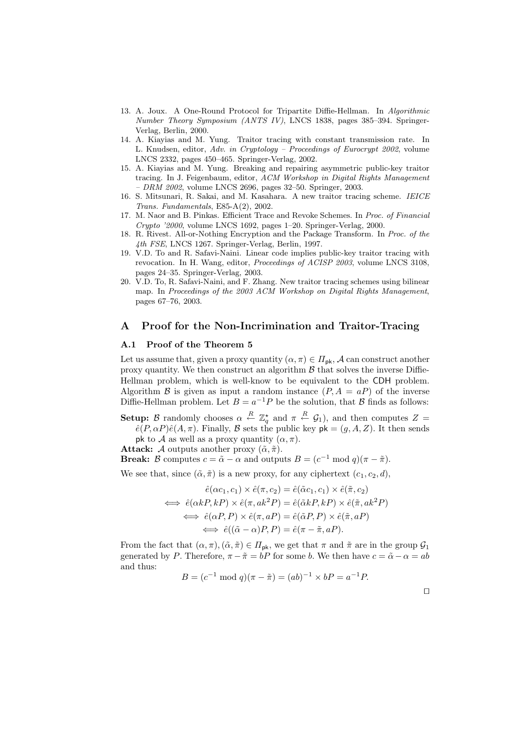13. A. Joux. A One-Round Protocol for Tripartite Diffie-Hellman. In *Algorithmic Number Theory Symposium (ANTS IV)*, LNCS 1838, pages 385–394. Springer-Verlag, Berlin, 2000.
14. A. Kiayias and M. Yung. Traitor tracing with constant transmission rate. In L. Knudsen, editor, *Adv. in Cryptology – Proceedings of Eurocrypt 2002*, volume LNCS 2332, pages 450–465. Springer-Verlag, 2002.
15. A. Kiayias and M. Yung. Breaking and repairing asymmetric public-key traitor tracing. In J. Feigenbaum, editor, *ACM Workshop in Digital Rights Management – DRM 2002*, volume LNCS 2696, pages 32–50. Springer, 2003.
16. S. Mitsunari, R. Sakai, and M. Kasahara. A new traitor tracing scheme. *IEICE Trans. Fundamentals*, E85-A(2), 2002.
17. M. Naor and B. Pinkas. Efficient Trace and Revoke Schemes. In *Proc. of Financial Crypto '2000*, volume LNCS 1692, pages 1–20. Springer-Verlag, 2000.
18. R. Rivest. All-or-Nothing Encryption and the Package Transform. In *Proc. of the 4th FSE*, LNCS 1267. Springer-Verlag, Berlin, 1997.
19. V.D. To and R. Safavi-Naini. Linear code implies public-key traitor tracing with revocation. In H. Wang, editor, *Proceedings of ACISP 2003*, volume LNCS 3108, pages 24–35. Springer-Verlag, 2003.
20. V.D. To, R. Safavi-Naini, and F. Zhang. New traitor tracing schemes using bilinear map. In *Proceedings of the 2003 ACM Workshop on Digital Rights Management*, pages 67–76, 2003.

# A Proof for the Non-Incrimination and Traitor-Tracing

## A.1 Proof of the Theorem 5

Let us assume that, given a proxy quantity $(\alpha, \pi) \in \Pi_{\mathsf{pk}}$, $\mathcal{A}$ can construct another proxy quantity. We then construct an algorithm $\mathcal{B}$ that solves the inverse Diffie-Hellman problem, which is well-know to be equivalent to the CDH problem. Algorithm $\mathcal{B}$ is given as input a random instance $(P, A = aP)$ of the inverse Diffie-Hellman problem. Let $B = a^{-1}P$ be the solution, that $\mathcal{B}$ finds as follows:

**Setup:** $\mathcal{B}$ randomly chooses $\alpha \xleftarrow{R} \mathbb{Z}_q^\star$ and $\pi \xleftarrow{R} \mathcal{G}_1$), and then computes $Z = \hat{e}(P, \alpha P)\hat{e}(A, \pi)$. Finally, $\mathcal{B}$ sets the public key $\mathsf{pk} = (g, A, Z)$. It then sends $\mathsf{pk}$ to $\mathcal{A}$ as well as a proxy quantity $(\alpha, \pi)$.

**Attack:** $\mathcal{A}$ outputs another proxy $(\tilde{\alpha}, \tilde{\pi})$.

**Break:** $\mathcal{B}$ computes $c = \tilde{\alpha} - \alpha$ and outputs $B = (c^{-1} \bmod q)(\pi - \tilde{\pi})$.

We see that, since $(\tilde{\alpha}, \tilde{\pi})$ is a new proxy, for any ciphertext $(c_1, c_2, d)$,

$$
\begin{aligned}
& \hat{e}(\alpha c_1, c_1) \times \hat{e}(\pi, c_2) = \hat{e}(\tilde{\alpha} c_1, c_1) \times \hat{e}(\tilde{\pi}, c_2) \\
\iff\ & \hat{e}(\alpha kP, kP) \times \hat{e}(\pi, ak^2P) = \hat{e}(\tilde{\alpha} kP, kP) \times \hat{e}(\tilde{\pi}, ak^2P) \\
\iff\ & \hat{e}(\alpha P, P) \times \hat{e}(\pi, aP) = \hat{e}(\tilde{\alpha} P, P) \times \hat{e}(\tilde{\pi}, aP) \\
\iff\ & \hat{e}((\tilde{\alpha} - \alpha)P, P) = \hat{e}(\pi - \tilde{\pi}, aP).
\end{aligned}
$$

From the fact that $(\alpha, \pi), (\tilde{\alpha}, \tilde{\pi}) \in \Pi_{\mathsf{pk}}$, we get that $\pi$ and $\tilde{\pi}$ are in the group $\mathcal{G}_1$ generated by $P$. Therefore, $\pi - \tilde{\pi} = bP$ for some $b$. We then have $c = \tilde{\alpha} - \alpha = ab$ and thus:

$$B = (c^{-1} \bmod q)(\pi - \tilde{\pi}) = (ab)^{-1} \times bP = a^{-1}P.$$

□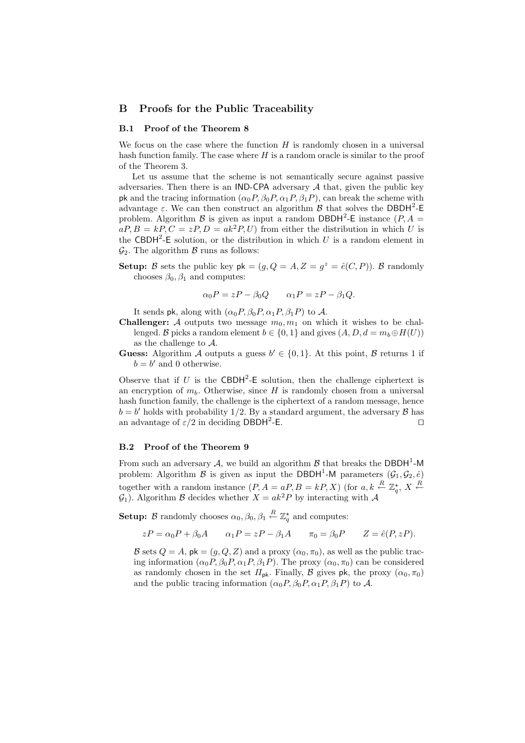## B Proofs for the Public Traceability

### B.1 Proof of the Theorem 8

We focus on the case where the function $H$ is randomly chosen in a universal hash function family. The case where $H$ is a random oracle is similar to the proof of the Theorem 3.

Let us assume that the scheme is not semantically secure against passive adversaries. Then there is an IND-CPA adversary $\mathcal{A}$ that, given the public key $\mathsf{pk}$ and the tracing information $(\alpha_0 P, \beta_0 P, \alpha_1 P, \beta_1 P)$, can break the scheme with advantage $\varepsilon$. We can then construct an algorithm $\mathcal{B}$ that solves the $\mathsf{DBDH}^2$-$\mathsf{E}$ problem. Algorithm $\mathcal{B}$ is given as input a random $\mathsf{DBDH}^2$-$\mathsf{E}$ instance $(P, A = aP, B = kP, C = zP, D = ak^2P, U)$ from either the distribution in which $U$ is the $\mathsf{CBDH}^2$-$\mathsf{E}$ solution, or the distribution in which $U$ is a random element in $\mathcal{G}_2$. The algorithm $\mathcal{B}$ runs as follows:

**Setup:** $\mathcal{B}$ sets the public key $\mathsf{pk} = (g, Q = A, Z = g^z = \hat{e}(C, P))$. $\mathcal{B}$ randomly chooses $\beta_0, \beta_1$ and computes:

$$\alpha_0 P = zP - \beta_0 Q \qquad \alpha_1 P = zP - \beta_1 Q.$$

It sends $\mathsf{pk}$, along with $(\alpha_0 P, \beta_0 P, \alpha_1 P, \beta_1 P)$ to $\mathcal{A}$.

**Challenger:** $\mathcal{A}$ outputs two message $m_0, m_1$ on which it wishes to be challenged. $\mathcal{B}$ picks a random element $b \in \{0,1\}$ and gives $(A, D, d = m_b \oplus H(U))$ as the challenge to $\mathcal{A}$.

**Guess:** Algorithm $\mathcal{A}$ outputs a guess $b' \in \{0,1\}$. At this point, $\mathcal{B}$ returns 1 if $b = b'$ and 0 otherwise.

Observe that if $U$ is the $\mathsf{CBDH}^2$-$\mathsf{E}$ solution, then the challenge ciphertext is an encryption of $m_b$. Otherwise, since $H$ is randomly chosen from a universal hash function family, the challenge is the ciphertext of a random message, hence $b = b'$ holds with probability $1/2$. By a standard argument, the adversary $\mathcal{B}$ has an advantage of $\varepsilon/2$ in deciding $\mathsf{DBDH}^2$-$\mathsf{E}$. □

### B.2 Proof of the Theorem 9

From such an adversary $\mathcal{A}$, we build an algorithm $\mathcal{B}$ that breaks the $\mathsf{DBDH}^1$-$\mathsf{M}$ problem: Algorithm $\mathcal{B}$ is given as input the $\mathsf{DBDH}^1$-$\mathsf{M}$ parameters $(\mathcal{G}_1, \mathcal{G}_2, \hat{e})$ together with a random instance $(P, A = aP, B = kP, X)$ (for $a, k \stackrel{R}{\leftarrow} \mathbb{Z}_q^\star$, $X \stackrel{R}{\leftarrow} \mathcal{G}_1$). Algorithm $\mathcal{B}$ decides whether $X = ak^2P$ by interacting with $\mathcal{A}$

**Setup:** $\mathcal{B}$ randomly chooses $\alpha_0, \beta_0, \beta_1 \stackrel{R}{\leftarrow} \mathbb{Z}_q^\star$ and computes:

$$zP = \alpha_0 P + \beta_0 A \qquad \alpha_1 P = zP - \beta_1 A \qquad \pi_0 = \beta_0 P \qquad Z = \hat{e}(P, zP).$$

$\mathcal{B}$ sets $Q = A$, $\mathsf{pk} = (g, Q, Z)$ and a proxy $(\alpha_0, \pi_0)$, as well as the public tracing information $(\alpha_0 P, \beta_0 P, \alpha_1 P, \beta_1 P)$. The proxy $(\alpha_0, \pi_0)$ can be considered as randomly chosen in the set $\Pi_{\mathsf{pk}}$. Finally, $\mathcal{B}$ gives $\mathsf{pk}$, the proxy $(\alpha_0, \pi_0)$ and the public tracing information $(\alpha_0 P, \beta_0 P, \alpha_1 P, \beta_1 P)$ to $\mathcal{A}$.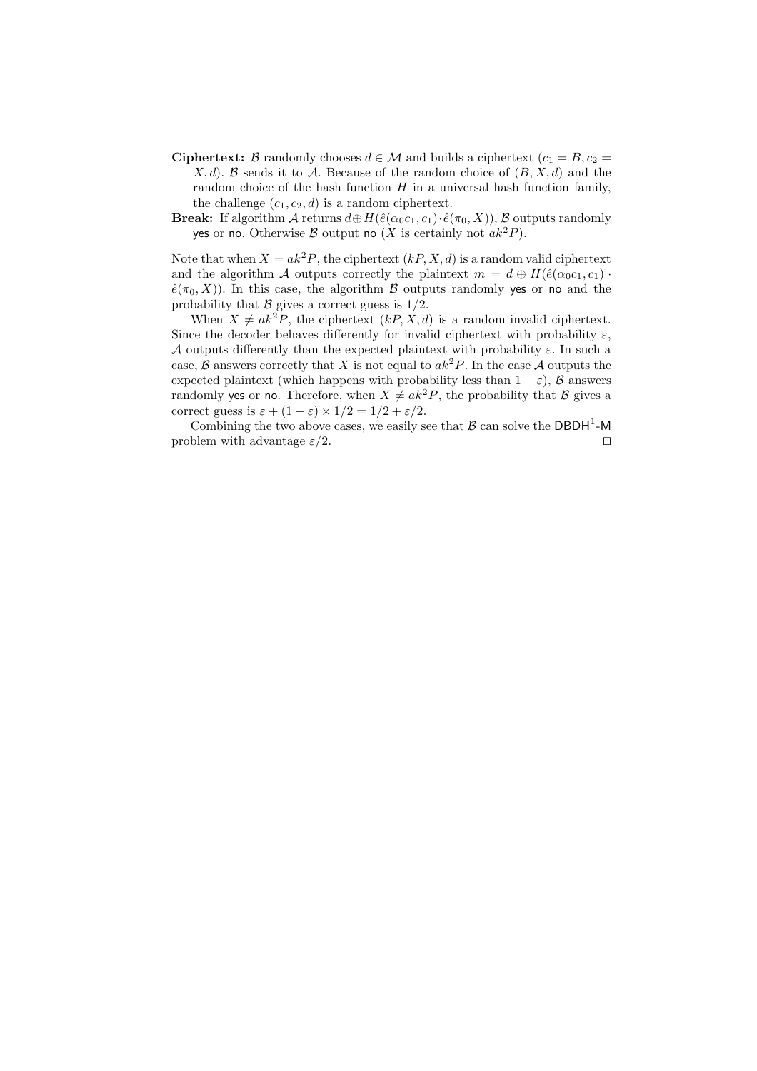**Ciphertext:** $\mathcal{B}$ randomly chooses $d \in \mathcal{M}$ and builds a ciphertext $(c_1 = B, c_2 = X, d)$. $\mathcal{B}$ sends it to $\mathcal{A}$. Because of the random choice of $(B, X, d)$ and the random choice of the hash function $H$ in a universal hash function family, the challenge $(c_1, c_2, d)$ is a random ciphertext.

**Break:** If algorithm $\mathcal{A}$ returns $d \oplus H(\hat{e}(\alpha_0 c_1, c_1) \cdot \hat{e}(\pi_0, X))$, $\mathcal{B}$ outputs randomly yes or no. Otherwise $\mathcal{B}$ output no ($X$ is certainly not $ak^2P$).

Note that when $X = ak^2P$, the ciphertext $(kP, X, d)$ is a random valid ciphertext and the algorithm $\mathcal{A}$ outputs correctly the plaintext $m = d \oplus H(\hat{e}(\alpha_0 c_1, c_1) \cdot \hat{e}(\pi_0, X))$. In this case, the algorithm $\mathcal{B}$ outputs randomly yes or no and the probability that $\mathcal{B}$ gives a correct guess is $1/2$.

When $X \neq ak^2P$, the ciphertext $(kP, X, d)$ is a random invalid ciphertext. Since the decoder behaves differently for invalid ciphertext with probability $\varepsilon$, $\mathcal{A}$ outputs differently than the expected plaintext with probability $\varepsilon$. In such a case, $\mathcal{B}$ answers correctly that $X$ is not equal to $ak^2P$. In the case $\mathcal{A}$ outputs the expected plaintext (which happens with probability less than $1 - \varepsilon$), $\mathcal{B}$ answers randomly yes or no. Therefore, when $X \neq ak^2P$, the probability that $\mathcal{B}$ gives a correct guess is $\varepsilon + (1 - \varepsilon) \times 1/2 = 1/2 + \varepsilon/2$.

Combining the two above cases, we easily see that $\mathcal{B}$ can solve the $\mathsf{DBDH}^1$-$\mathsf{M}$ problem with advantage $\varepsilon/2$. □